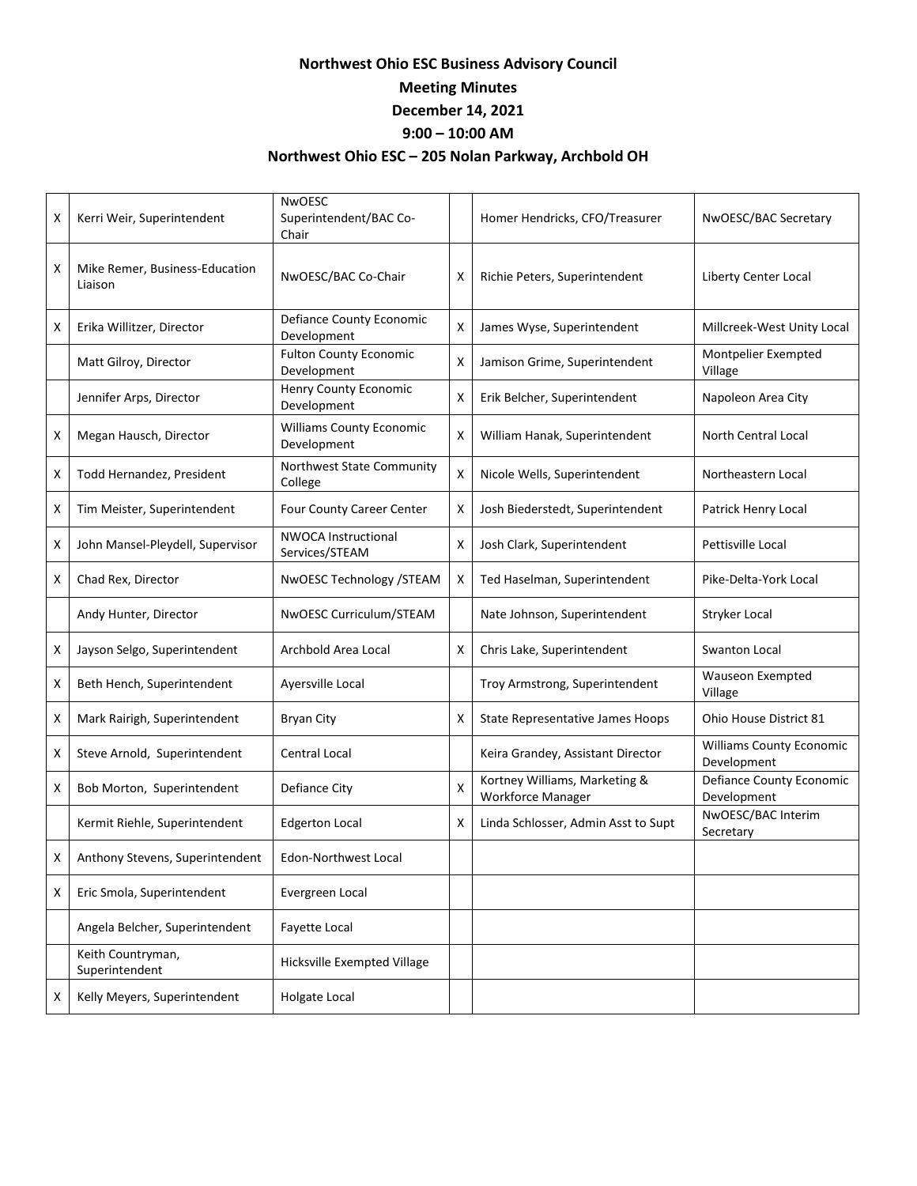# Northwest Ohio ESC Business Advisory Council

## Meeting Minutes

## December 14, 2021

## 9:00 – 10:00 AM

## Northwest Ohio ESC – 205 Nolan Parkway, Archbold OH

| | | | | | |
|---|---|---|---|---|---|
| X | Kerri Weir, Superintendent | NwOESC Superintendent/BAC Co-Chair | | Homer Hendricks, CFO/Treasurer | NwOESC/BAC Secretary |
| X | Mike Remer, Business-Education Liaison | NwOESC/BAC Co-Chair | X | Richie Peters, Superintendent | Liberty Center Local |
| X | Erika Willitzer, Director | Defiance County Economic Development | X | James Wyse, Superintendent | Millcreek-West Unity Local |
| | Matt Gilroy, Director | Fulton County Economic Development | X | Jamison Grime, Superintendent | Montpelier Exempted Village |
| | Jennifer Arps, Director | Henry County Economic Development | X | Erik Belcher, Superintendent | Napoleon Area City |
| X | Megan Hausch, Director | Williams County Economic Development | X | William Hanak, Superintendent | North Central Local |
| X | Todd Hernandez, President | Northwest State Community College | X | Nicole Wells, Superintendent | Northeastern Local |
| X | Tim Meister, Superintendent | Four County Career Center | X | Josh Biederstedt, Superintendent | Patrick Henry Local |
| X | John Mansel-Pleydell, Supervisor | NWOCA Instructional Services/STEAM | X | Josh Clark, Superintendent | Pettisville Local |
| X | Chad Rex, Director | NwOESC Technology /STEAM | X | Ted Haselman, Superintendent | Pike-Delta-York Local |
| | Andy Hunter, Director | NwOESC Curriculum/STEAM | | Nate Johnson, Superintendent | Stryker Local |
| X | Jayson Selgo, Superintendent | Archbold Area Local | X | Chris Lake, Superintendent | Swanton Local |
| X | Beth Hench, Superintendent | Ayersville Local | | Troy Armstrong, Superintendent | Wauseon Exempted Village |
| X | Mark Rairigh, Superintendent | Bryan City | X | State Representative James Hoops | Ohio House District 81 |
| X | Steve Arnold, Superintendent | Central Local | | Keira Grandey, Assistant Director | Williams County Economic Development |
| X | Bob Morton, Superintendent | Defiance City | X | Kortney Williams, Marketing & Workforce Manager | Defiance County Economic Development |
| | Kermit Riehle, Superintendent | Edgerton Local | X | Linda Schlosser, Admin Asst to Supt | NwOESC/BAC Interim Secretary |
| X | Anthony Stevens, Superintendent | Edon-Northwest Local | | | |
| X | Eric Smola, Superintendent | Evergreen Local | | | |
| | Angela Belcher, Superintendent | Fayette Local | | | |
| | Keith Countryman, Superintendent | Hicksville Exempted Village | | | |
| X | Kelly Meyers, Superintendent | Holgate Local | | | |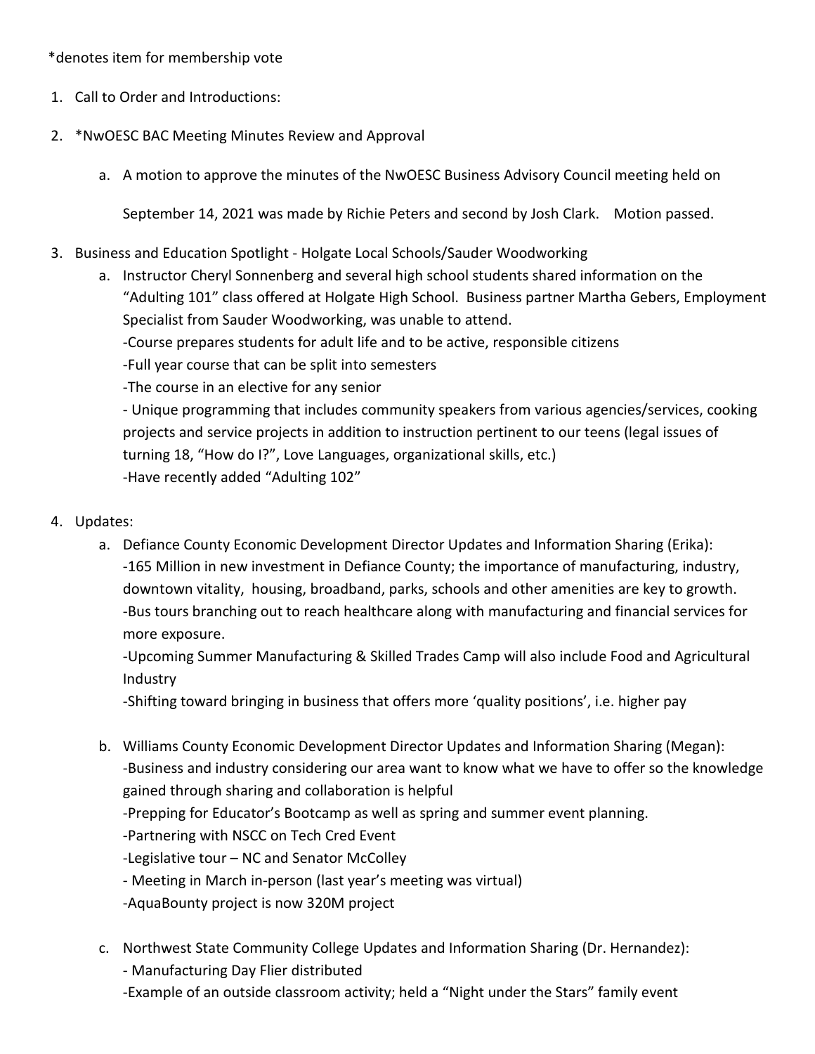*denotes item for membership vote

1. Call to Order and Introductions:
2. *NwOESC BAC Meeting Minutes Review and Approval
   a. A motion to approve the minutes of the NwOESC Business Advisory Council meeting held on

      September 14, 2021 was made by Richie Peters and second by Josh Clark.    Motion passed.
3. Business and Education Spotlight - Holgate Local Schools/Sauder Woodworking
   a. Instructor Cheryl Sonnenberg and several high school students shared information on the "Adulting 101" class offered at Holgate High School. Business partner Martha Gebers, Employment Specialist from Sauder Woodworking, was unable to attend.
      -Course prepares students for adult life and to be active, responsible citizens
      -Full year course that can be split into semesters
      -The course in an elective for any senior
      - Unique programming that includes community speakers from various agencies/services, cooking projects and service projects in addition to instruction pertinent to our teens (legal issues of turning 18, "How do I?", Love Languages, organizational skills, etc.)
      -Have recently added "Adulting 102"
4. Updates:
   a. Defiance County Economic Development Director Updates and Information Sharing (Erika):
      -165 Million in new investment in Defiance County; the importance of manufacturing, industry, downtown vitality, housing, broadband, parks, schools and other amenities are key to growth.
      -Bus tours branching out to reach healthcare along with manufacturing and financial services for more exposure.
      -Upcoming Summer Manufacturing & Skilled Trades Camp will also include Food and Agricultural Industry
      -Shifting toward bringing in business that offers more 'quality positions', i.e. higher pay

   b. Williams County Economic Development Director Updates and Information Sharing (Megan):
      -Business and industry considering our area want to know what we have to offer so the knowledge gained through sharing and collaboration is helpful
      -Prepping for Educator's Bootcamp as well as spring and summer event planning.
      -Partnering with NSCC on Tech Cred Event
      -Legislative tour – NC and Senator McColley
      - Meeting in March in-person (last year's meeting was virtual)
      -AquaBounty project is now 320M project

   c. Northwest State Community College Updates and Information Sharing (Dr. Hernandez):
      - Manufacturing Day Flier distributed
      -Example of an outside classroom activity; held a "Night under the Stars" family event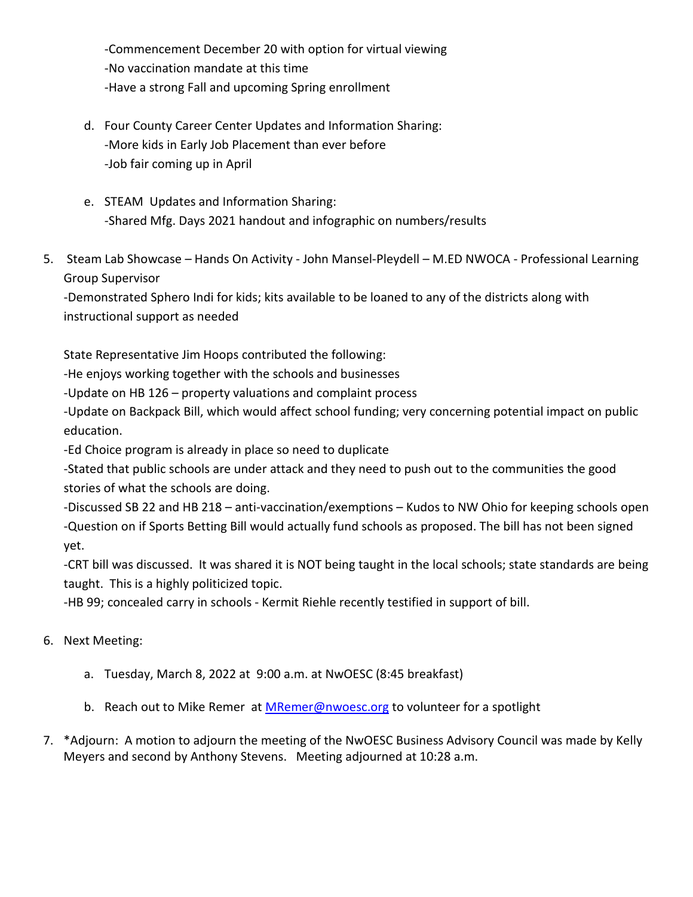-Commencement December 20 with option for virtual viewing
-No vaccination mandate at this time
-Have a strong Fall and upcoming Spring enrollment

d. Four County Career Center Updates and Information Sharing:
   -More kids in Early Job Placement than ever before
   -Job fair coming up in April

e. STEAM Updates and Information Sharing:
   -Shared Mfg. Days 2021 handout and infographic on numbers/results

5. Steam Lab Showcase – Hands On Activity - John Mansel-Pleydell – M.ED NWOCA - Professional Learning Group Supervisor
   -Demonstrated Sphero Indi for kids; kits available to be loaned to any of the districts along with instructional support as needed

   State Representative Jim Hoops contributed the following:
   -He enjoys working together with the schools and businesses
   -Update on HB 126 – property valuations and complaint process
   -Update on Backpack Bill, which would affect school funding; very concerning potential impact on public education.
   -Ed Choice program is already in place so need to duplicate
   -Stated that public schools are under attack and they need to push out to the communities the good stories of what the schools are doing.
   -Discussed SB 22 and HB 218 – anti-vaccination/exemptions – Kudos to NW Ohio for keeping schools open
   -Question on if Sports Betting Bill would actually fund schools as proposed. The bill has not been signed yet.
   -CRT bill was discussed. It was shared it is NOT being taught in the local schools; state standards are being taught. This is a highly politicized topic.
   -HB 99; concealed carry in schools - Kermit Riehle recently testified in support of bill.

6. Next Meeting:

   a. Tuesday, March 8, 2022 at 9:00 a.m. at NwOESC (8:45 breakfast)

   b. Reach out to Mike Remer at MRemer@nwoesc.org to volunteer for a spotlight

7. *Adjourn: A motion to adjourn the meeting of the NwOESC Business Advisory Council was made by Kelly Meyers and second by Anthony Stevens. Meeting adjourned at 10:28 a.m.